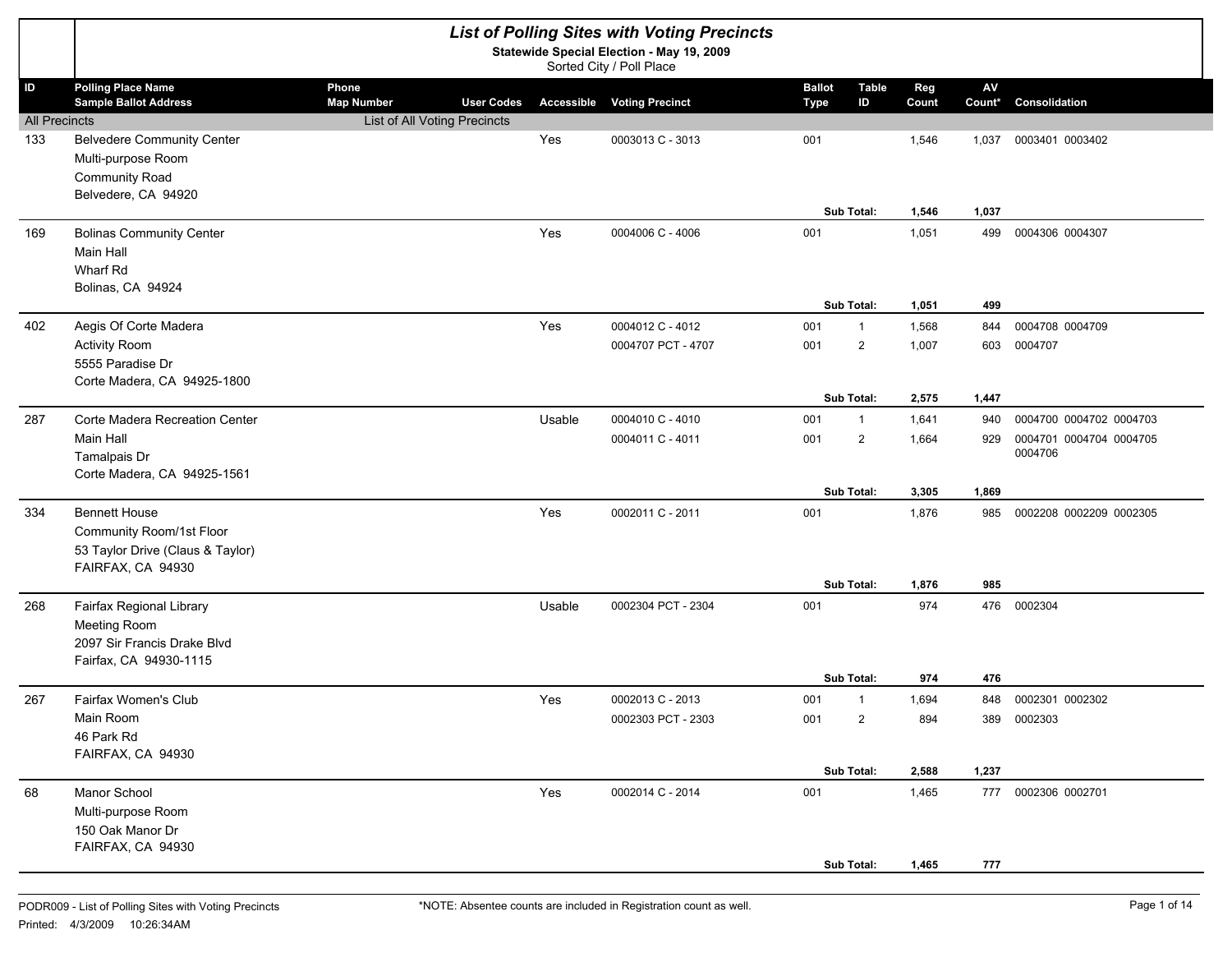# List of Polling Sites with Voting Precincts

**Statewide Special Election - May 19, 2009**

Sorted City / Poll Place

| ID | Polling Place Name / Sample Ballot Address | Phone / Map Number | User Codes | Accessible | Voting Precinct | Ballot Type | Table ID | Reg Count | AV Count* | Consolidation |
|---|---|---|---|---|---|---|---|---|---|---|
| All Precincts | | List of All Voting Precincts | | | | | | | | |
| 133 | Belvedere Community Center<br>Multi-purpose Room<br>Community Road<br>Belvedere, CA 94920 | | | Yes | 0003013 C - 3013 | 001 | | 1,546 | 1,037 | 0003401 0003402 |
| | | | | | | **Sub Total:** | | **1,546** | **1,037** | |
| 169 | Bolinas Community Center<br>Main Hall<br>Wharf Rd<br>Bolinas, CA 94924 | | | Yes | 0004006 C - 4006 | 001 | | 1,051 | 499 | 0004306 0004307 |
| | | | | | | **Sub Total:** | | **1,051** | **499** | |
| 402 | Aegis Of Corte Madera<br>Activity Room<br>5555 Paradise Dr<br>Corte Madera, CA 94925-1800 | | | Yes | 0004012 C - 4012 | 001 | 1 | 1,568 | 844 | 0004708 0004709 |
| | | | | | 0004707 PCT - 4707 | 001 | 2 | 1,007 | 603 | 0004707 |
| | | | | | | **Sub Total:** | | **2,575** | **1,447** | |
| 287 | Corte Madera Recreation Center<br>Main Hall<br>Tamalpais Dr<br>Corte Madera, CA 94925-1561 | | | Usable | 0004010 C - 4010 | 001 | 1 | 1,641 | 940 | 0004700 0004702 0004703 |
| | | | | | 0004011 C - 4011 | 001 | 2 | 1,664 | 929 | 0004701 0004704 0004705 0004706 |
| | | | | | | **Sub Total:** | | **3,305** | **1,869** | |
| 334 | Bennett House<br>Community Room/1st Floor<br>53 Taylor Drive (Claus & Taylor)<br>FAIRFAX, CA 94930 | | | Yes | 0002011 C - 2011 | 001 | | 1,876 | 985 | 0002208 0002209 0002305 |
| | | | | | | **Sub Total:** | | **1,876** | **985** | |
| 268 | Fairfax Regional Library<br>Meeting Room<br>2097 Sir Francis Drake Blvd<br>Fairfax, CA 94930-1115 | | | Usable | 0002304 PCT - 2304 | 001 | | 974 | 476 | 0002304 |
| | | | | | | **Sub Total:** | | **974** | **476** | |
| 267 | Fairfax Women's Club<br>Main Room<br>46 Park Rd<br>FAIRFAX, CA 94930 | | | Yes | 0002013 C - 2013 | 001 | 1 | 1,694 | 848 | 0002301 0002302 |
| | | | | | 0002303 PCT - 2303 | 001 | 2 | 894 | 389 | 0002303 |
| | | | | | | **Sub Total:** | | **2,588** | **1,237** | |
| 68 | Manor School<br>Multi-purpose Room<br>150 Oak Manor Dr<br>FAIRFAX, CA 94930 | | | Yes | 0002014 C - 2014 | 001 | | 1,465 | 777 | 0002306 0002701 |
| | | | | | | **Sub Total:** | | **1,465** | **777** | |

PODR009 - List of Polling Sites with Voting Precincts

Printed: 4/3/2009 10:26:34AM

*NOTE: Absentee counts are included in Registration count as well.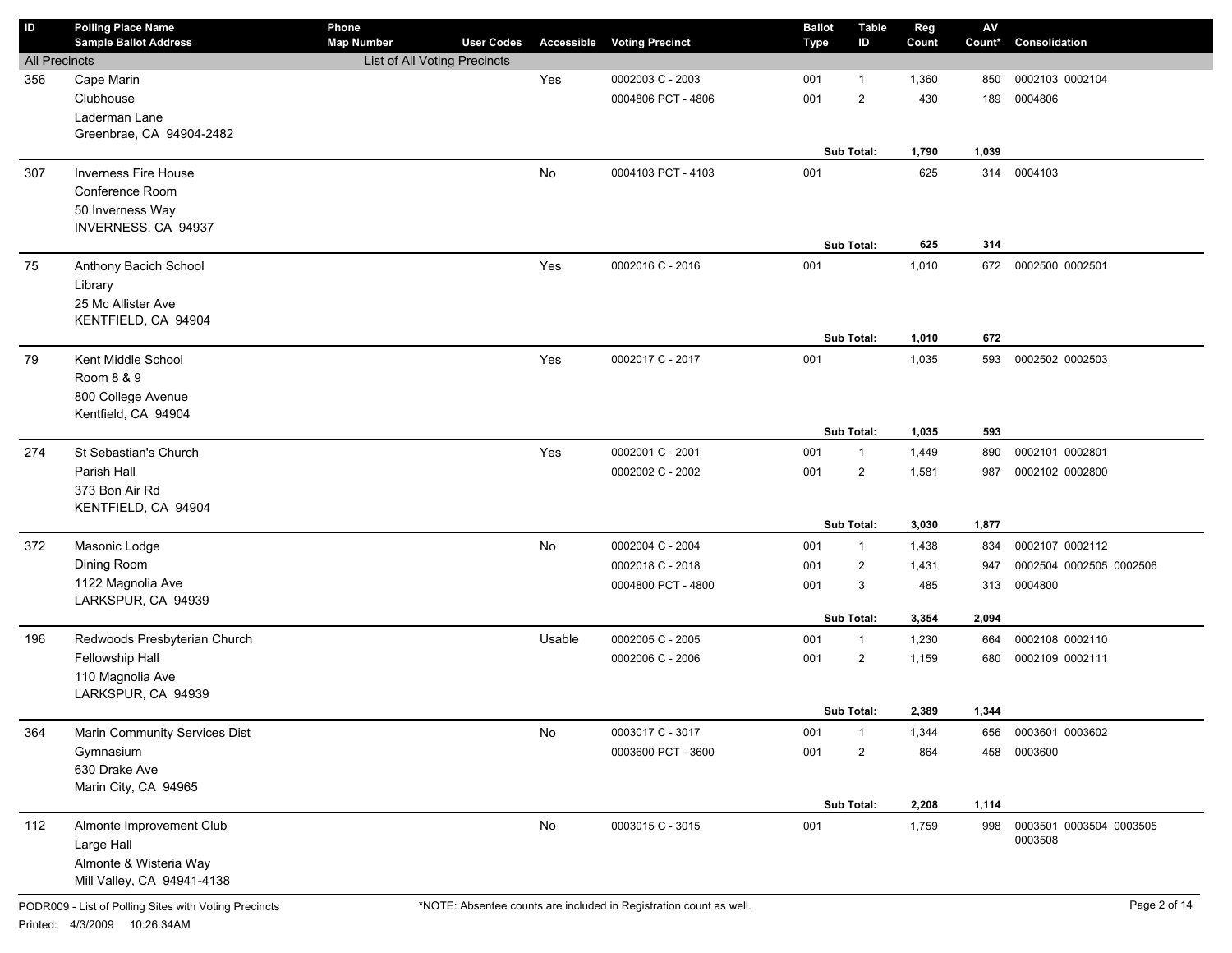| ID | Polling Place Name<br>Sample Ballot Address | Phone<br>Map Number | User Codes | Accessible | Voting Precinct | Ballot Type | Table ID | Reg Count | AV Count* | Consolidation |
|---|---|---|---|---|---|---|---|---|---|---|
| All Precincts | | List of All Voting Precincts | | | | | | | | |
| 356 | Cape Marin<br>Clubhouse<br>Laderman Lane<br>Greenbrae, CA 94904-2482 | | | Yes | 0002003 C - 2003 | 001 | 1 | 1,360 | 850 | 0002103 0002104 |
| | | | | | 0004806 PCT - 4806 | 001 | 2 | 430 | 189 | 0004806 |
| | | | | | | | **Sub Total:** | **1,790** | **1,039** | |
| 307 | Inverness Fire House<br>Conference Room<br>50 Inverness Way<br>INVERNESS, CA 94937 | | | No | 0004103 PCT - 4103 | 001 | | 625 | 314 | 0004103 |
| | | | | | | | **Sub Total:** | **625** | **314** | |
| 75 | Anthony Bacich School<br>Library<br>25 Mc Allister Ave<br>KENTFIELD, CA 94904 | | | Yes | 0002016 C - 2016 | 001 | | 1,010 | 672 | 0002500 0002501 |
| | | | | | | | **Sub Total:** | **1,010** | **672** | |
| 79 | Kent Middle School<br>Room 8 & 9<br>800 College Avenue<br>Kentfield, CA 94904 | | | Yes | 0002017 C - 2017 | 001 | | 1,035 | 593 | 0002502 0002503 |
| | | | | | | | **Sub Total:** | **1,035** | **593** | |
| 274 | St Sebastian's Church<br>Parish Hall<br>373 Bon Air Rd<br>KENTFIELD, CA 94904 | | | Yes | 0002001 C - 2001 | 001 | 1 | 1,449 | 890 | 0002101 0002801 |
| | | | | | 0002002 C - 2002 | 001 | 2 | 1,581 | 987 | 0002102 0002800 |
| | | | | | | | **Sub Total:** | **3,030** | **1,877** | |
| 372 | Masonic Lodge<br>Dining Room<br>1122 Magnolia Ave<br>LARKSPUR, CA 94939 | | | No | 0002004 C - 2004 | 001 | 1 | 1,438 | 834 | 0002107 0002112 |
| | | | | | 0002018 C - 2018 | 001 | 2 | 1,431 | 947 | 0002504 0002505 0002506 |
| | | | | | 0004800 PCT - 4800 | 001 | 3 | 485 | 313 | 0004800 |
| | | | | | | | **Sub Total:** | **3,354** | **2,094** | |
| 196 | Redwoods Presbyterian Church<br>Fellowship Hall<br>110 Magnolia Ave<br>LARKSPUR, CA 94939 | | | Usable | 0002005 C - 2005 | 001 | 1 | 1,230 | 664 | 0002108 0002110 |
| | | | | | 0002006 C - 2006 | 001 | 2 | 1,159 | 680 | 0002109 0002111 |
| | | | | | | | **Sub Total:** | **2,389** | **1,344** | |
| 364 | Marin Community Services Dist<br>Gymnasium<br>630 Drake Ave<br>Marin City, CA 94965 | | | No | 0003017 C - 3017 | 001 | 1 | 1,344 | 656 | 0003601 0003602 |
| | | | | | 0003600 PCT - 3600 | 001 | 2 | 864 | 458 | 0003600 |
| | | | | | | | **Sub Total:** | **2,208** | **1,114** | |
| 112 | Almonte Improvement Club<br>Large Hall<br>Almonte & Wisteria Way<br>Mill Valley, CA 94941-4138 | | | No | 0003015 C - 3015 | 001 | | 1,759 | 998 | 0003501 0003504 0003505 0003508 |

PODR009 - List of Polling Sites with Voting Precincts

*NOTE: Absentee counts are included in Registration count as well.

Printed: 4/3/2009 10:26:34AM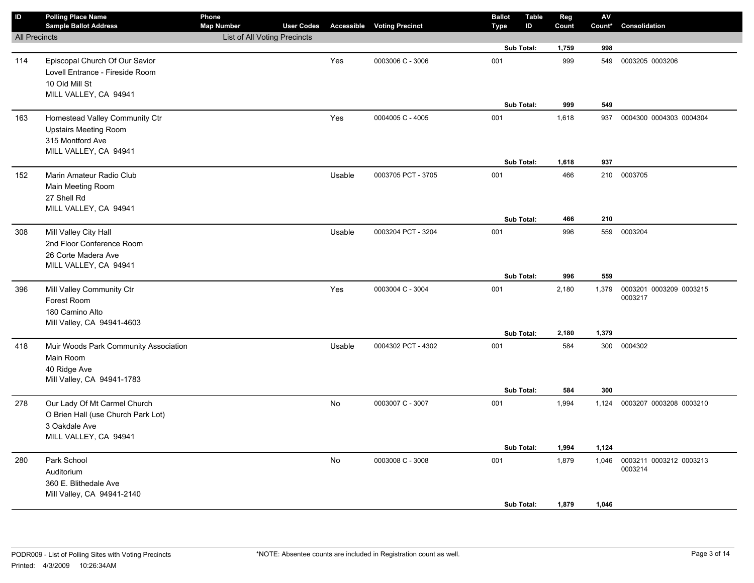| ID | Polling Place Name / Sample Ballot Address | Phone / Map Number | User Codes | Accessible | Voting Precinct | Ballot Type | Table ID | Reg Count | AV Count* | Consolidation |
|---|---|---|---|---|---|---|---|---|---|---|
| All Precincts | | List of All Voting Precincts | | | | | | | | |
| | | | | | | Sub Total: | | 1,759 | 998 | |
| 114 | Episcopal Church Of Our Savior<br>Lovell Entrance - Fireside Room<br>10 Old Mill St<br>MILL VALLEY, CA 94941 | | | Yes | 0003006 C - 3006 | 001 | | 999 | 549 | 0003205 0003206 |
| | | | | | | Sub Total: | | 999 | 549 | |
| 163 | Homestead Valley Community Ctr<br>Upstairs Meeting Room<br>315 Montford Ave<br>MILL VALLEY, CA 94941 | | | Yes | 0004005 C - 4005 | 001 | | 1,618 | 937 | 0004300 0004303 0004304 |
| | | | | | | Sub Total: | | 1,618 | 937 | |
| 152 | Marin Amateur Radio Club<br>Main Meeting Room<br>27 Shell Rd<br>MILL VALLEY, CA 94941 | | | Usable | 0003705 PCT - 3705 | 001 | | 466 | 210 | 0003705 |
| | | | | | | Sub Total: | | 466 | 210 | |
| 308 | Mill Valley City Hall<br>2nd Floor Conference Room<br>26 Corte Madera Ave<br>MILL VALLEY, CA 94941 | | | Usable | 0003204 PCT - 3204 | 001 | | 996 | 559 | 0003204 |
| | | | | | | Sub Total: | | 996 | 559 | |
| 396 | Mill Valley Community Ctr<br>Forest Room<br>180 Camino Alto<br>Mill Valley, CA 94941-4603 | | | Yes | 0003004 C - 3004 | 001 | | 2,180 | 1,379 | 0003201 0003209 0003215 0003217 |
| | | | | | | Sub Total: | | 2,180 | 1,379 | |
| 418 | Muir Woods Park Community Association<br>Main Room<br>40 Ridge Ave<br>Mill Valley, CA 94941-1783 | | | Usable | 0004302 PCT - 4302 | 001 | | 584 | 300 | 0004302 |
| | | | | | | Sub Total: | | 584 | 300 | |
| 278 | Our Lady Of Mt Carmel Church<br>O Brien Hall (use Church Park Lot)<br>3 Oakdale Ave<br>MILL VALLEY, CA 94941 | | | No | 0003007 C - 3007 | 001 | | 1,994 | 1,124 | 0003207 0003208 0003210 |
| | | | | | | Sub Total: | | 1,994 | 1,124 | |
| 280 | Park School<br>Auditorium<br>360 E. Blithedale Ave<br>Mill Valley, CA 94941-2140 | | | No | 0003008 C - 3008 | 001 | | 1,879 | 1,046 | 0003211 0003212 0003213 0003214 |
| | | | | | | Sub Total: | | 1,879 | 1,046 | |

PODR009 - List of Polling Sites with Voting Precincts
Printed: 4/3/2009 10:26:34AM

*NOTE: Absentee counts are included in Registration count as well.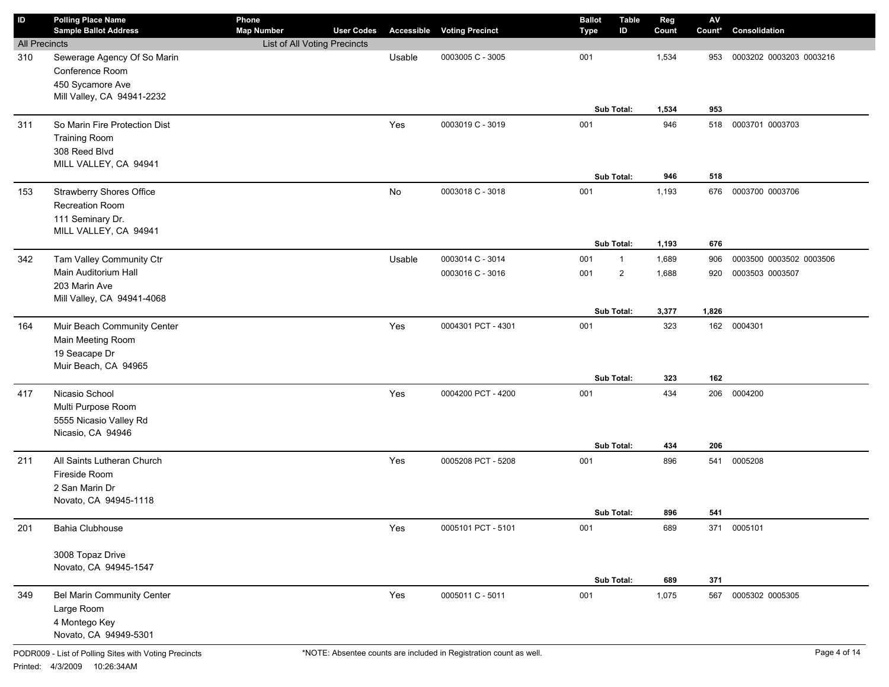| ID | Polling Place Name<br>Sample Ballot Address | Phone<br>Map Number | User Codes | Accessible | Voting Precinct | Ballot Type | Table ID | Reg Count | AV Count* | Consolidation |
|---|---|---|---|---|---|---|---|---|---|---|
| All Precincts | | List of All Voting Precincts | | | | | | | | |
| 310 | Sewerage Agency Of So Marin<br>Conference Room<br>450 Sycamore Ave<br>Mill Valley, CA 94941-2232 | | | Usable | 0003005 C - 3005 | 001 | | 1,534 | 953 | 0003202 0003203 0003216 |
| | | | | | | | **Sub Total:** | **1,534** | **953** | |
| 311 | So Marin Fire Protection Dist<br>Training Room<br>308 Reed Blvd<br>MILL VALLEY, CA 94941 | | | Yes | 0003019 C - 3019 | 001 | | 946 | 518 | 0003701 0003703 |
| | | | | | | | **Sub Total:** | **946** | **518** | |
| 153 | Strawberry Shores Office<br>Recreation Room<br>111 Seminary Dr.<br>MILL VALLEY, CA 94941 | | | No | 0003018 C - 3018 | 001 | | 1,193 | 676 | 0003700 0003706 |
| | | | | | | | **Sub Total:** | **1,193** | **676** | |
| 342 | Tam Valley Community Ctr<br>Main Auditorium Hall<br>203 Marin Ave<br>Mill Valley, CA 94941-4068 | | | Usable | 0003014 C - 3014 | 001 | 1 | 1,689 | 906 | 0003500 0003502 0003506 |
| | | | | | 0003016 C - 3016 | 001 | 2 | 1,688 | 920 | 0003503 0003507 |
| | | | | | | | **Sub Total:** | **3,377** | **1,826** | |
| 164 | Muir Beach Community Center<br>Main Meeting Room<br>19 Seacape Dr<br>Muir Beach, CA 94965 | | | Yes | 0004301 PCT - 4301 | 001 | | 323 | 162 | 0004301 |
| | | | | | | | **Sub Total:** | **323** | **162** | |
| 417 | Nicasio School<br>Multi Purpose Room<br>5555 Nicasio Valley Rd<br>Nicasio, CA 94946 | | | Yes | 0004200 PCT - 4200 | 001 | | 434 | 206 | 0004200 |
| | | | | | | | **Sub Total:** | **434** | **206** | |
| 211 | All Saints Lutheran Church<br>Fireside Room<br>2 San Marin Dr<br>Novato, CA 94945-1118 | | | Yes | 0005208 PCT - 5208 | 001 | | 896 | 541 | 0005208 |
| | | | | | | | **Sub Total:** | **896** | **541** | |
| 201 | Bahia Clubhouse<br><br>3008 Topaz Drive<br>Novato, CA 94945-1547 | | | Yes | 0005101 PCT - 5101 | 001 | | 689 | 371 | 0005101 |
| | | | | | | | **Sub Total:** | **689** | **371** | |
| 349 | Bel Marin Community Center<br>Large Room<br>4 Montego Key<br>Novato, CA 94949-5301 | | | Yes | 0005011 C - 5011 | 001 | | 1,075 | 567 | 0005302 0005305 |

PODR009 - List of Polling Sites with Voting Precincts

Printed: 4/3/2009 10:26:34AM

*NOTE: Absentee counts are included in Registration count as well.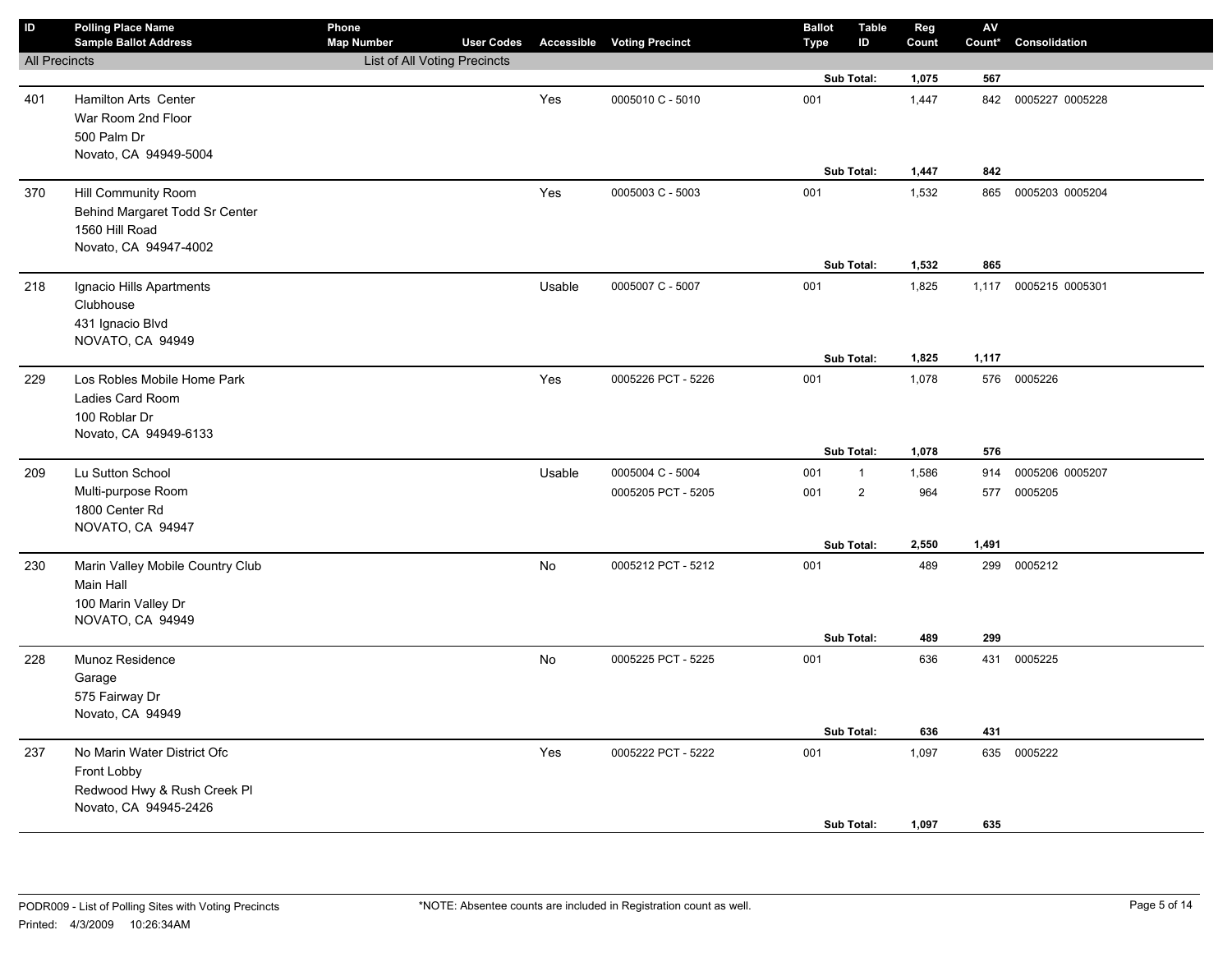| ID | Polling Place Name<br>Sample Ballot Address | Phone<br>Map Number | User Codes | Accessible | Voting Precinct | Ballot Type | Table ID | Reg Count | AV Count* | Consolidation |
|---|---|---|---|---|---|---|---|---|---|---|
| All Precincts | | List of All Voting Precincts | | | | | | | | |
| | | | | | | | Sub Total: | 1,075 | 567 | |
| 401 | Hamilton Arts Center<br>War Room 2nd Floor<br>500 Palm Dr<br>Novato, CA 94949-5004 | | | Yes | 0005010 C - 5010 | 001 | | 1,447 | 842 | 0005227 0005228 |
| | | | | | | | Sub Total: | 1,447 | 842 | |
| 370 | Hill Community Room<br>Behind Margaret Todd Sr Center<br>1560 Hill Road<br>Novato, CA 94947-4002 | | | Yes | 0005003 C - 5003 | 001 | | 1,532 | 865 | 0005203 0005204 |
| | | | | | | | Sub Total: | 1,532 | 865 | |
| 218 | Ignacio Hills Apartments<br>Clubhouse<br>431 Ignacio Blvd<br>NOVATO, CA 94949 | | | Usable | 0005007 C - 5007 | 001 | | 1,825 | 1,117 | 0005215 0005301 |
| | | | | | | | Sub Total: | 1,825 | 1,117 | |
| 229 | Los Robles Mobile Home Park<br>Ladies Card Room<br>100 Roblar Dr<br>Novato, CA 94949-6133 | | | Yes | 0005226 PCT - 5226 | 001 | | 1,078 | 576 | 0005226 |
| | | | | | | | Sub Total: | 1,078 | 576 | |
| 209 | Lu Sutton School<br>Multi-purpose Room<br>1800 Center Rd<br>NOVATO, CA 94947 | | | Usable | 0005004 C - 5004 | 001 | 1 | 1,586 | 914 | 0005206 0005207 |
| | | | | | 0005205 PCT - 5205 | 001 | 2 | 964 | 577 | 0005205 |
| | | | | | | | Sub Total: | 2,550 | 1,491 | |
| 230 | Marin Valley Mobile Country Club<br>Main Hall<br>100 Marin Valley Dr<br>NOVATO, CA 94949 | | | No | 0005212 PCT - 5212 | 001 | | 489 | 299 | 0005212 |
| | | | | | | | Sub Total: | 489 | 299 | |
| 228 | Munoz Residence<br>Garage<br>575 Fairway Dr<br>Novato, CA 94949 | | | No | 0005225 PCT - 5225 | 001 | | 636 | 431 | 0005225 |
| | | | | | | | Sub Total: | 636 | 431 | |
| 237 | No Marin Water District Ofc<br>Front Lobby<br>Redwood Hwy & Rush Creek Pl<br>Novato, CA 94945-2426 | | | Yes | 0005222 PCT - 5222 | 001 | | 1,097 | 635 | 0005222 |
| | | | | | | | Sub Total: | 1,097 | 635 | |

PODR009 - List of Polling Sites with Voting Precincts

Printed: 4/3/2009 10:26:34AM

*NOTE: Absentee counts are included in Registration count as well.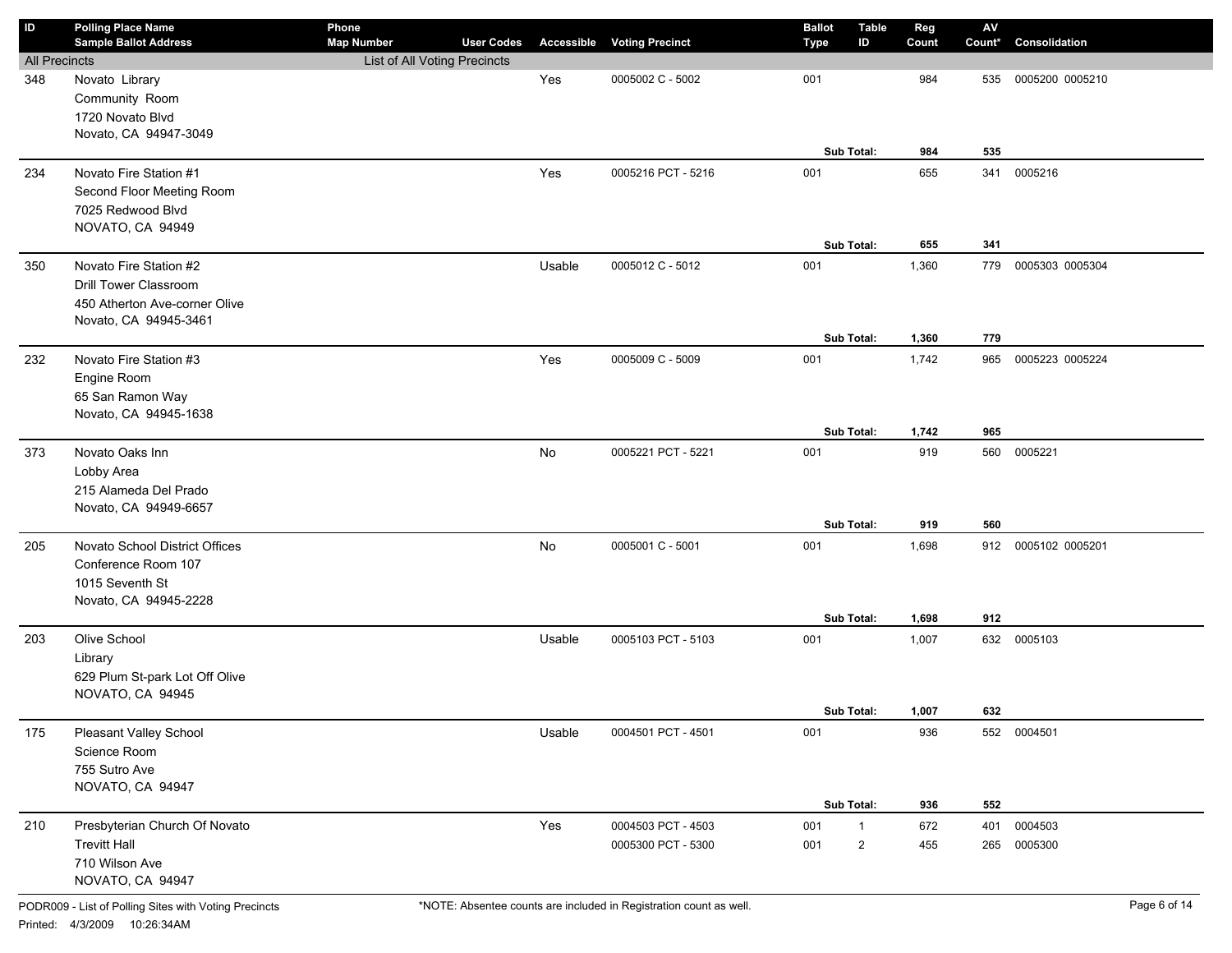| ID | Polling Place Name / Sample Ballot Address | Phone / Map Number | User Codes | Accessible | Voting Precinct | Ballot Type | Table ID | Reg Count | AV Count* | Consolidation |
|---|---|---|---|---|---|---|---|---|---|---|
| All Precincts | | List of All Voting Precincts | | | | | | | | |
| 348 | Novato Library<br>Community Room<br>1720 Novato Blvd<br>Novato, CA 94947-3049 | | | Yes | 0005002 C - 5002 | 001 | | 984 | 535 | 0005200 0005210 |
| | | | | | | | **Sub Total:** | **984** | **535** | |
| 234 | Novato Fire Station #1<br>Second Floor Meeting Room<br>7025 Redwood Blvd<br>NOVATO, CA 94949 | | | Yes | 0005216 PCT - 5216 | 001 | | 655 | 341 | 0005216 |
| | | | | | | | **Sub Total:** | **655** | **341** | |
| 350 | Novato Fire Station #2<br>Drill Tower Classroom<br>450 Atherton Ave-corner Olive<br>Novato, CA 94945-3461 | | | Usable | 0005012 C - 5012 | 001 | | 1,360 | 779 | 0005303 0005304 |
| | | | | | | | **Sub Total:** | **1,360** | **779** | |
| 232 | Novato Fire Station #3<br>Engine Room<br>65 San Ramon Way<br>Novato, CA 94945-1638 | | | Yes | 0005009 C - 5009 | 001 | | 1,742 | 965 | 0005223 0005224 |
| | | | | | | | **Sub Total:** | **1,742** | **965** | |
| 373 | Novato Oaks Inn<br>Lobby Area<br>215 Alameda Del Prado<br>Novato, CA 94949-6657 | | | No | 0005221 PCT - 5221 | 001 | | 919 | 560 | 0005221 |
| | | | | | | | **Sub Total:** | **919** | **560** | |
| 205 | Novato School District Offices<br>Conference Room 107<br>1015 Seventh St<br>Novato, CA 94945-2228 | | | No | 0005001 C - 5001 | 001 | | 1,698 | 912 | 0005102 0005201 |
| | | | | | | | **Sub Total:** | **1,698** | **912** | |
| 203 | Olive School<br>Library<br>629 Plum St-park Lot Off Olive<br>NOVATO, CA 94945 | | | Usable | 0005103 PCT - 5103 | 001 | | 1,007 | 632 | 0005103 |
| | | | | | | | **Sub Total:** | **1,007** | **632** | |
| 175 | Pleasant Valley School<br>Science Room<br>755 Sutro Ave<br>NOVATO, CA 94947 | | | Usable | 0004501 PCT - 4501 | 001 | | 936 | 552 | 0004501 |
| | | | | | | | **Sub Total:** | **936** | **552** | |
| 210 | Presbyterian Church Of Novato<br>Trevitt Hall<br>710 Wilson Ave<br>NOVATO, CA 94947 | | | Yes | 0004503 PCT - 4503 | 001 | 1 | 672 | 401 | 0004503 |
| | | | | | 0005300 PCT - 5300 | 001 | 2 | 455 | 265 | 0005300 |

PODR009 - List of Polling Sites with Voting Precincts

Printed: 4/3/2009 10:26:34AM

*NOTE: Absentee counts are included in Registration count as well.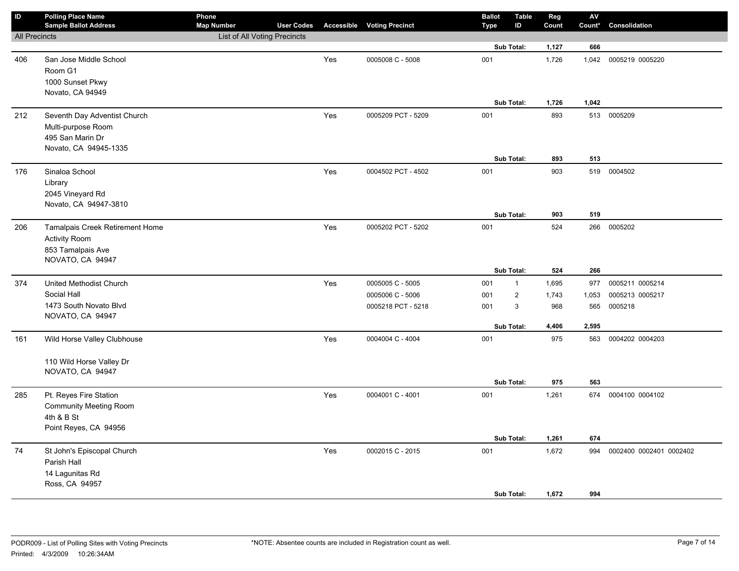| ID | Polling Place Name<br>Sample Ballot Address | Phone<br>Map Number | User Codes | Accessible | Voting Precinct | Ballot Type | Table ID | Reg Count | AV Count* | Consolidation |
|---|---|---|---|---|---|---|---|---|---|---|
| All Precincts | | List of All Voting Precincts | | | | | | | | |
| | | | | | | | Sub Total: | 1,127 | 666 | |
| 406 | San Jose Middle School<br>Room G1<br>1000 Sunset Pkwy<br>Novato, CA 94949 | | | Yes | 0005008 C - 5008 | 001 | | 1,726 | 1,042 | 0005219 0005220 |
| | | | | | | | Sub Total: | 1,726 | 1,042 | |
| 212 | Seventh Day Adventist Church<br>Multi-purpose Room<br>495 San Marin Dr<br>Novato, CA 94945-1335 | | | Yes | 0005209 PCT - 5209 | 001 | | 893 | 513 | 0005209 |
| | | | | | | | Sub Total: | 893 | 513 | |
| 176 | Sinaloa School<br>Library<br>2045 Vineyard Rd<br>Novato, CA 94947-3810 | | | Yes | 0004502 PCT - 4502 | 001 | | 903 | 519 | 0004502 |
| | | | | | | | Sub Total: | 903 | 519 | |
| 206 | Tamalpais Creek Retirement Home<br>Activity Room<br>853 Tamalpais Ave<br>NOVATO, CA 94947 | | | Yes | 0005202 PCT - 5202 | 001 | | 524 | 266 | 0005202 |
| | | | | | | | Sub Total: | 524 | 266 | |
| 374 | United Methodist Church<br>Social Hall<br>1473 South Novato Blvd<br>NOVATO, CA 94947 | | | Yes | 0005005 C - 5005 | 001 | 1 | 1,695 | 977 | 0005211 0005214 |
| | | | | | 0005006 C - 5006 | 001 | 2 | 1,743 | 1,053 | 0005213 0005217 |
| | | | | | 0005218 PCT - 5218 | 001 | 3 | 968 | 565 | 0005218 |
| | | | | | | | Sub Total: | 4,406 | 2,595 | |
| 161 | Wild Horse Valley Clubhouse<br><br>110 Wild Horse Valley Dr<br>NOVATO, CA 94947 | | | Yes | 0004004 C - 4004 | 001 | | 975 | 563 | 0004202 0004203 |
| | | | | | | | Sub Total: | 975 | 563 | |
| 285 | Pt. Reyes Fire Station<br>Community Meeting Room<br>4th & B St<br>Point Reyes, CA 94956 | | | Yes | 0004001 C - 4001 | 001 | | 1,261 | 674 | 0004100 0004102 |
| | | | | | | | Sub Total: | 1,261 | 674 | |
| 74 | St John's Episcopal Church<br>Parish Hall<br>14 Lagunitas Rd<br>Ross, CA 94957 | | | Yes | 0002015 C - 2015 | 001 | | 1,672 | 994 | 0002400 0002401 0002402 |
| | | | | | | | Sub Total: | 1,672 | 994 | |

PODR009 - List of Polling Sites with Voting Precincts
Printed: 4/3/2009 10:26:34AM

*NOTE: Absentee counts are included in Registration count as well.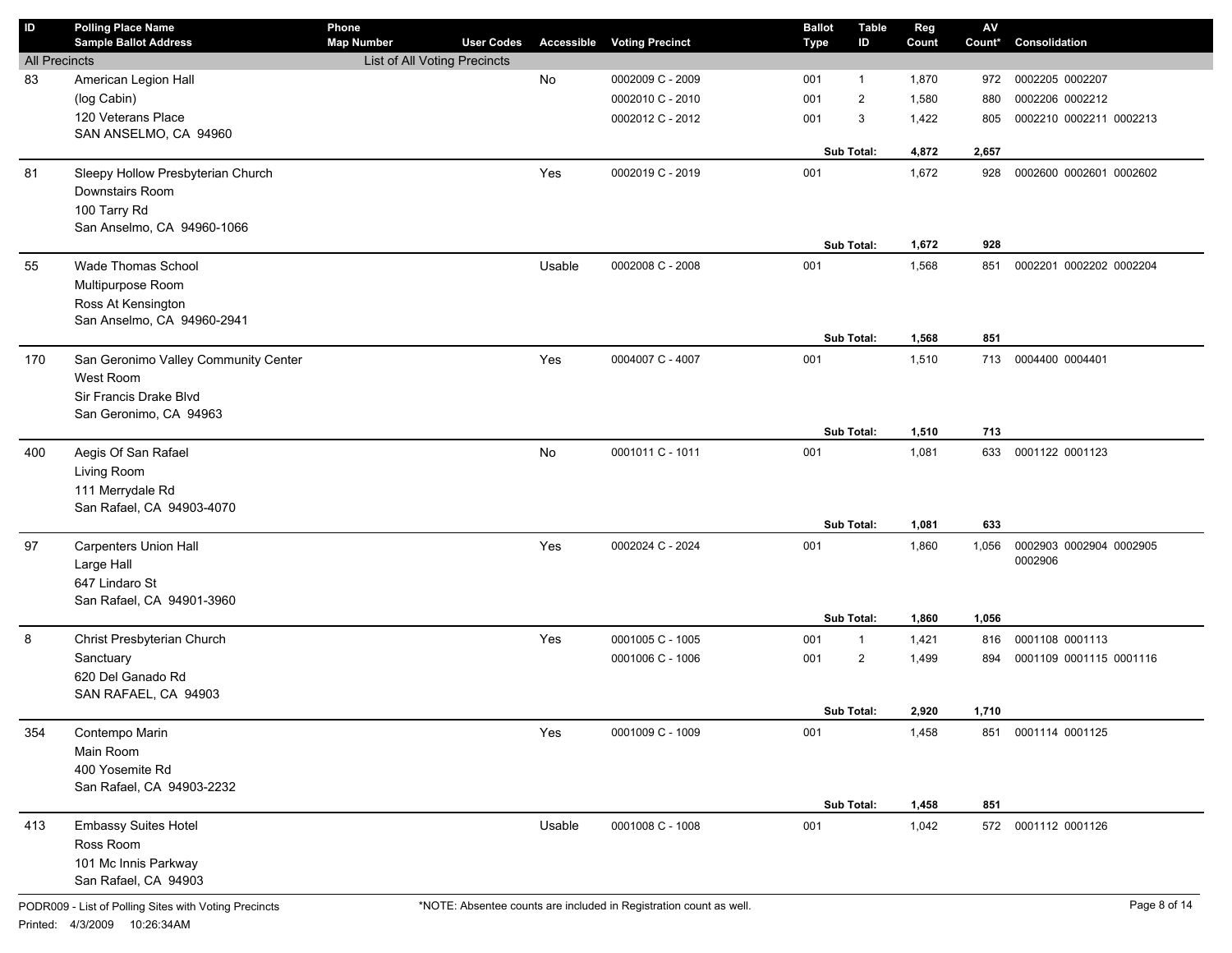| ID | Polling Place Name<br>Sample Ballot Address | Phone<br>Map Number | User Codes | Accessible | Voting Precinct | Ballot Type | Table ID | Reg Count | AV Count* | Consolidation |
|---|---|---|---|---|---|---|---|---|---|---|
| All Precincts | | List of All Voting Precincts | | | | | | | | |
| 83 | American Legion Hall<br>(log Cabin)<br>120 Veterans Place<br>SAN ANSELMO, CA 94960 | | | No | 0002009 C - 2009 | 001 | 1 | 1,870 | 972 | 0002205 0002207 |
| | | | | | 0002010 C - 2010 | 001 | 2 | 1,580 | 880 | 0002206 0002212 |
| | | | | | 0002012 C - 2012 | 001 | 3 | 1,422 | 805 | 0002210 0002211 0002213 |
| | | | | | | **Sub Total:** | | **4,872** | **2,657** | |
| 81 | Sleepy Hollow Presbyterian Church<br>Downstairs Room<br>100 Tarry Rd<br>San Anselmo, CA 94960-1066 | | | Yes | 0002019 C - 2019 | 001 | | 1,672 | 928 | 0002600 0002601 0002602 |
| | | | | | | **Sub Total:** | | **1,672** | **928** | |
| 55 | Wade Thomas School<br>Multipurpose Room<br>Ross At Kensington<br>San Anselmo, CA 94960-2941 | | | Usable | 0002008 C - 2008 | 001 | | 1,568 | 851 | 0002201 0002202 0002204 |
| | | | | | | **Sub Total:** | | **1,568** | **851** | |
| 170 | San Geronimo Valley Community Center<br>West Room<br>Sir Francis Drake Blvd<br>San Geronimo, CA 94963 | | | Yes | 0004007 C - 4007 | 001 | | 1,510 | 713 | 0004400 0004401 |
| | | | | | | **Sub Total:** | | **1,510** | **713** | |
| 400 | Aegis Of San Rafael<br>Living Room<br>111 Merrydale Rd<br>San Rafael, CA 94903-4070 | | | No | 0001011 C - 1011 | 001 | | 1,081 | 633 | 0001122 0001123 |
| | | | | | | **Sub Total:** | | **1,081** | **633** | |
| 97 | Carpenters Union Hall<br>Large Hall<br>647 Lindaro St<br>San Rafael, CA 94901-3960 | | | Yes | 0002024 C - 2024 | 001 | | 1,860 | 1,056 | 0002903 0002904 0002905 0002906 |
| | | | | | | **Sub Total:** | | **1,860** | **1,056** | |
| 8 | Christ Presbyterian Church<br>Sanctuary<br>620 Del Ganado Rd<br>SAN RAFAEL, CA 94903 | | | Yes | 0001005 C - 1005 | 001 | 1 | 1,421 | 816 | 0001108 0001113 |
| | | | | | 0001006 C - 1006 | 001 | 2 | 1,499 | 894 | 0001109 0001115 0001116 |
| | | | | | | **Sub Total:** | | **2,920** | **1,710** | |
| 354 | Contempo Marin<br>Main Room<br>400 Yosemite Rd<br>San Rafael, CA 94903-2232 | | | Yes | 0001009 C - 1009 | 001 | | 1,458 | 851 | 0001114 0001125 |
| | | | | | | **Sub Total:** | | **1,458** | **851** | |
| 413 | Embassy Suites Hotel<br>Ross Room<br>101 Mc Innis Parkway<br>San Rafael, CA 94903 | | | Usable | 0001008 C - 1008 | 001 | | 1,042 | 572 | 0001112 0001126 |

PODR009 - List of Polling Sites with Voting Precincts

Printed: 4/3/2009 10:26:34AM

*NOTE: Absentee counts are included in Registration count as well.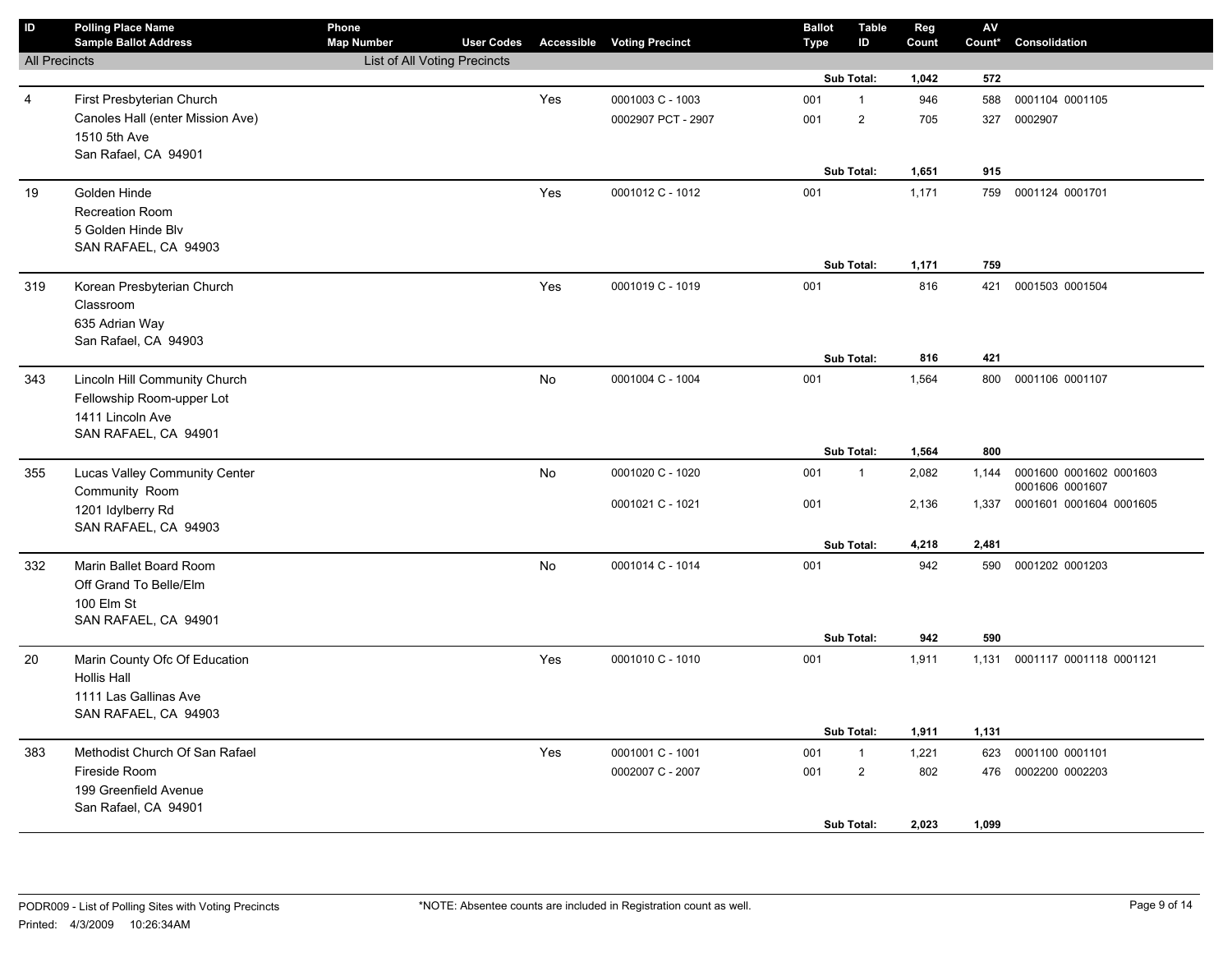| ID | Polling Place Name<br>Sample Ballot Address | Phone<br>Map Number | User Codes | Accessible | Voting Precinct | Ballot Type | Table ID | Reg Count | AV Count* | Consolidation |
|---|---|---|---|---|---|---|---|---|---|---|
| All Precincts | | List of All Voting Precincts | | | | | | | | |
| | | | | | | | Sub Total: | 1,042 | 572 | |
| 4 | First Presbyterian Church<br>Canoles Hall (enter Mission Ave)<br>1510 5th Ave<br>San Rafael, CA 94901 | | | Yes | 0001003 C - 1003 | 001 | 1 | 946 | 588 | 0001104 0001105 |
| | | | | | 0002907 PCT - 2907 | 001 | 2 | 705 | 327 | 0002907 |
| | | | | | | | Sub Total: | 1,651 | 915 | |
| 19 | Golden Hinde<br>Recreation Room<br>5 Golden Hinde Blv<br>SAN RAFAEL, CA 94903 | | | Yes | 0001012 C - 1012 | 001 | | 1,171 | 759 | 0001124 0001701 |
| | | | | | | | Sub Total: | 1,171 | 759 | |
| 319 | Korean Presbyterian Church<br>Classroom<br>635 Adrian Way<br>San Rafael, CA 94903 | | | Yes | 0001019 C - 1019 | 001 | | 816 | 421 | 0001503 0001504 |
| | | | | | | | Sub Total: | 816 | 421 | |
| 343 | Lincoln Hill Community Church<br>Fellowship Room-upper Lot<br>1411 Lincoln Ave<br>SAN RAFAEL, CA 94901 | | | No | 0001004 C - 1004 | 001 | | 1,564 | 800 | 0001106 0001107 |
| | | | | | | | Sub Total: | 1,564 | 800 | |
| 355 | Lucas Valley Community Center<br>Community Room<br>1201 Idylberry Rd<br>SAN RAFAEL, CA 94903 | | | No | 0001020 C - 1020 | 001 | 1 | 2,082 | 1,144 | 0001600 0001602 0001603 0001606 0001607 |
| | | | | | 0001021 C - 1021 | 001 | | 2,136 | 1,337 | 0001601 0001604 0001605 |
| | | | | | | | Sub Total: | 4,218 | 2,481 | |
| 332 | Marin Ballet Board Room<br>Off Grand To Belle/Elm<br>100 Elm St<br>SAN RAFAEL, CA 94901 | | | No | 0001014 C - 1014 | 001 | | 942 | 590 | 0001202 0001203 |
| | | | | | | | Sub Total: | 942 | 590 | |
| 20 | Marin County Ofc Of Education<br>Hollis Hall<br>1111 Las Gallinas Ave<br>SAN RAFAEL, CA 94903 | | | Yes | 0001010 C - 1010 | 001 | | 1,911 | 1,131 | 0001117 0001118 0001121 |
| | | | | | | | Sub Total: | 1,911 | 1,131 | |
| 383 | Methodist Church Of San Rafael<br>Fireside Room<br>199 Greenfield Avenue<br>San Rafael, CA 94901 | | | Yes | 0001001 C - 1001 | 001 | 1 | 1,221 | 623 | 0001100 0001101 |
| | | | | | 0002007 C - 2007 | 001 | 2 | 802 | 476 | 0002200 0002203 |
| | | | | | | | Sub Total: | 2,023 | 1,099 | |

PODR009 - List of Polling Sites with Voting Precincts

Printed: 4/3/2009 10:26:34AM

*NOTE: Absentee counts are included in Registration count as well.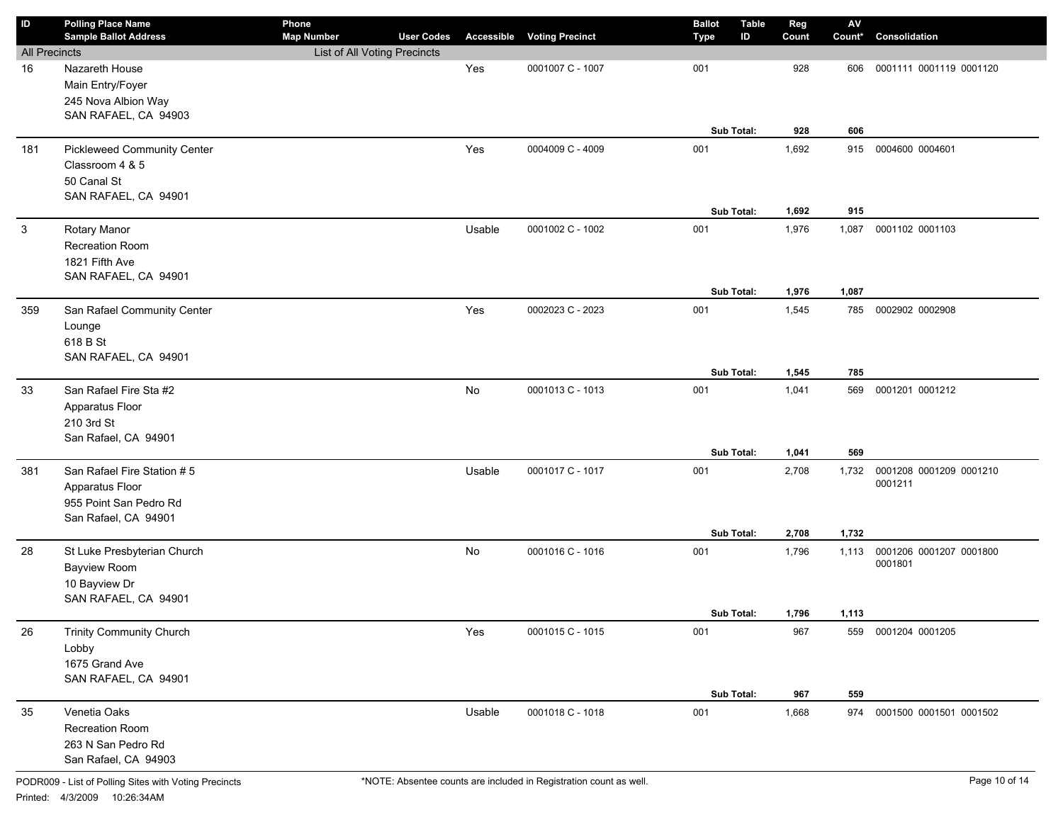| ID | Polling Place Name / Sample Ballot Address | Phone / Map Number | User Codes | Accessible | Voting Precinct | Ballot Type | Table ID | Reg Count | AV Count* | Consolidation |
|---|---|---|---|---|---|---|---|---|---|---|
| All Precincts | | List of All Voting Precincts | | | | | | | | |
| 16 | Nazareth House<br>Main Entry/Foyer<br>245 Nova Albion Way<br>SAN RAFAEL, CA 94903 | | | Yes | 0001007 C - 1007 | 001 | | 928 | 606 | 0001111 0001119 0001120 |
| | | | | | | Sub Total: | | **928** | **606** | |
| 181 | Pickleweed Community Center<br>Classroom 4 & 5<br>50 Canal St<br>SAN RAFAEL, CA 94901 | | | Yes | 0004009 C - 4009 | 001 | | 1,692 | 915 | 0004600 0004601 |
| | | | | | | Sub Total: | | **1,692** | **915** | |
| 3 | Rotary Manor<br>Recreation Room<br>1821 Fifth Ave<br>SAN RAFAEL, CA 94901 | | | Usable | 0001002 C - 1002 | 001 | | 1,976 | 1,087 | 0001102 0001103 |
| | | | | | | Sub Total: | | **1,976** | **1,087** | |
| 359 | San Rafael Community Center<br>Lounge<br>618 B St<br>SAN RAFAEL, CA 94901 | | | Yes | 0002023 C - 2023 | 001 | | 1,545 | 785 | 0002902 0002908 |
| | | | | | | Sub Total: | | **1,545** | **785** | |
| 33 | San Rafael Fire Sta #2<br>Apparatus Floor<br>210 3rd St<br>San Rafael, CA 94901 | | | No | 0001013 C - 1013 | 001 | | 1,041 | 569 | 0001201 0001212 |
| | | | | | | Sub Total: | | **1,041** | **569** | |
| 381 | San Rafael Fire Station # 5<br>Apparatus Floor<br>955 Point San Pedro Rd<br>San Rafael, CA 94901 | | | Usable | 0001017 C - 1017 | 001 | | 2,708 | 1,732 | 0001208 0001209 0001210 0001211 |
| | | | | | | Sub Total: | | **2,708** | **1,732** | |
| 28 | St Luke Presbyterian Church<br>Bayview Room<br>10 Bayview Dr<br>SAN RAFAEL, CA 94901 | | | No | 0001016 C - 1016 | 001 | | 1,796 | 1,113 | 0001206 0001207 0001800 0001801 |
| | | | | | | Sub Total: | | **1,796** | **1,113** | |
| 26 | Trinity Community Church<br>Lobby<br>1675 Grand Ave<br>SAN RAFAEL, CA 94901 | | | Yes | 0001015 C - 1015 | 001 | | 967 | 559 | 0001204 0001205 |
| | | | | | | Sub Total: | | **967** | **559** | |
| 35 | Venetia Oaks<br>Recreation Room<br>263 N San Pedro Rd<br>San Rafael, CA 94903 | | | Usable | 0001018 C - 1018 | 001 | | 1,668 | 974 | 0001500 0001501 0001502 |

PODR009 - List of Polling Sites with Voting Precincts

Printed: 4/3/2009 10:26:34AM

*NOTE: Absentee counts are included in Registration count as well.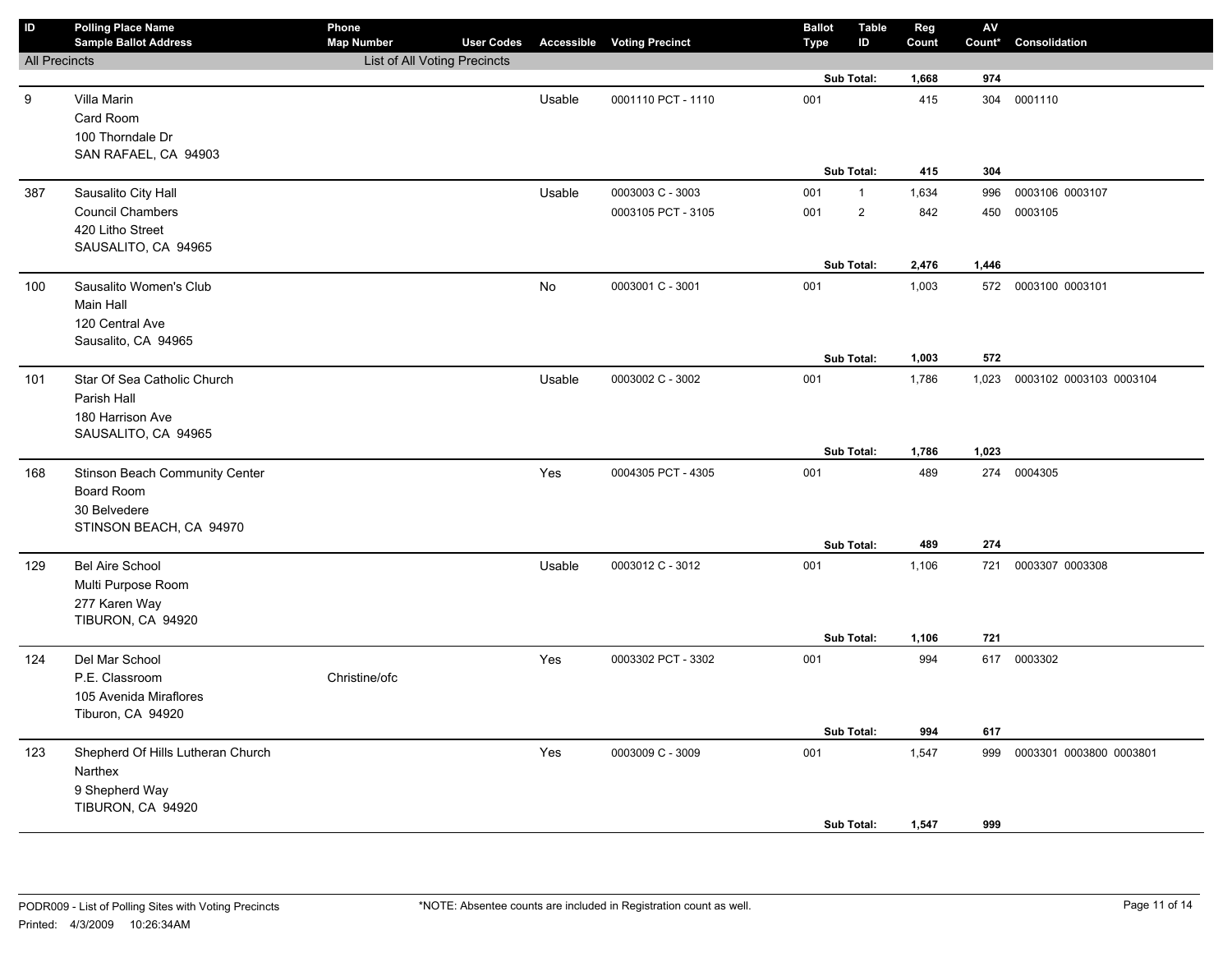| ID | Polling Place Name<br>Sample Ballot Address | Phone<br>Map Number | User Codes | Accessible | Voting Precinct | Ballot Type | Table ID | Reg Count | AV Count* | Consolidation |
|---|---|---|---|---|---|---|---|---|---|---|
| All Precincts | | List of All Voting Precincts | | | | | | | | |
| | | | | | | | Sub Total: | 1,668 | 974 | |
| 9 | Villa Marin<br>Card Room<br>100 Thorndale Dr<br>SAN RAFAEL, CA 94903 | | | Usable | 0001110 PCT - 1110 | 001 | | 415 | 304 | 0001110 |
| | | | | | | | Sub Total: | 415 | 304 | |
| 387 | Sausalito City Hall<br>Council Chambers<br>420 Litho Street<br>SAUSALITO, CA 94965 | | | Usable | 0003003 C - 3003 | 001 | 1 | 1,634 | 996 | 0003106 0003107 |
| | | | | | 0003105 PCT - 3105 | 001 | 2 | 842 | 450 | 0003105 |
| | | | | | | | Sub Total: | 2,476 | 1,446 | |
| 100 | Sausalito Women's Club<br>Main Hall<br>120 Central Ave<br>Sausalito, CA 94965 | | | No | 0003001 C - 3001 | 001 | | 1,003 | 572 | 0003100 0003101 |
| | | | | | | | Sub Total: | 1,003 | 572 | |
| 101 | Star Of Sea Catholic Church<br>Parish Hall<br>180 Harrison Ave<br>SAUSALITO, CA 94965 | | | Usable | 0003002 C - 3002 | 001 | | 1,786 | 1,023 | 0003102 0003103 0003104 |
| | | | | | | | Sub Total: | 1,786 | 1,023 | |
| 168 | Stinson Beach Community Center<br>Board Room<br>30 Belvedere<br>STINSON BEACH, CA 94970 | | | Yes | 0004305 PCT - 4305 | 001 | | 489 | 274 | 0004305 |
| | | | | | | | Sub Total: | 489 | 274 | |
| 129 | Bel Aire School<br>Multi Purpose Room<br>277 Karen Way<br>TIBURON, CA 94920 | | | Usable | 0003012 C - 3012 | 001 | | 1,106 | 721 | 0003307 0003308 |
| | | | | | | | Sub Total: | 1,106 | 721 | |
| 124 | Del Mar School<br>P.E. Classroom<br>105 Avenida Miraflores<br>Tiburon, CA 94920 | Christine/ofc | | Yes | 0003302 PCT - 3302 | 001 | | 994 | 617 | 0003302 |
| | | | | | | | Sub Total: | 994 | 617 | |
| 123 | Shepherd Of Hills Lutheran Church<br>Narthex<br>9 Shepherd Way<br>TIBURON, CA 94920 | | | Yes | 0003009 C - 3009 | 001 | | 1,547 | 999 | 0003301 0003800 0003801 |
| | | | | | | | Sub Total: | 1,547 | 999 | |

PODR009 - List of Polling Sites with Voting Precincts
Printed: 4/3/2009 10:26:34AM

*NOTE: Absentee counts are included in Registration count as well.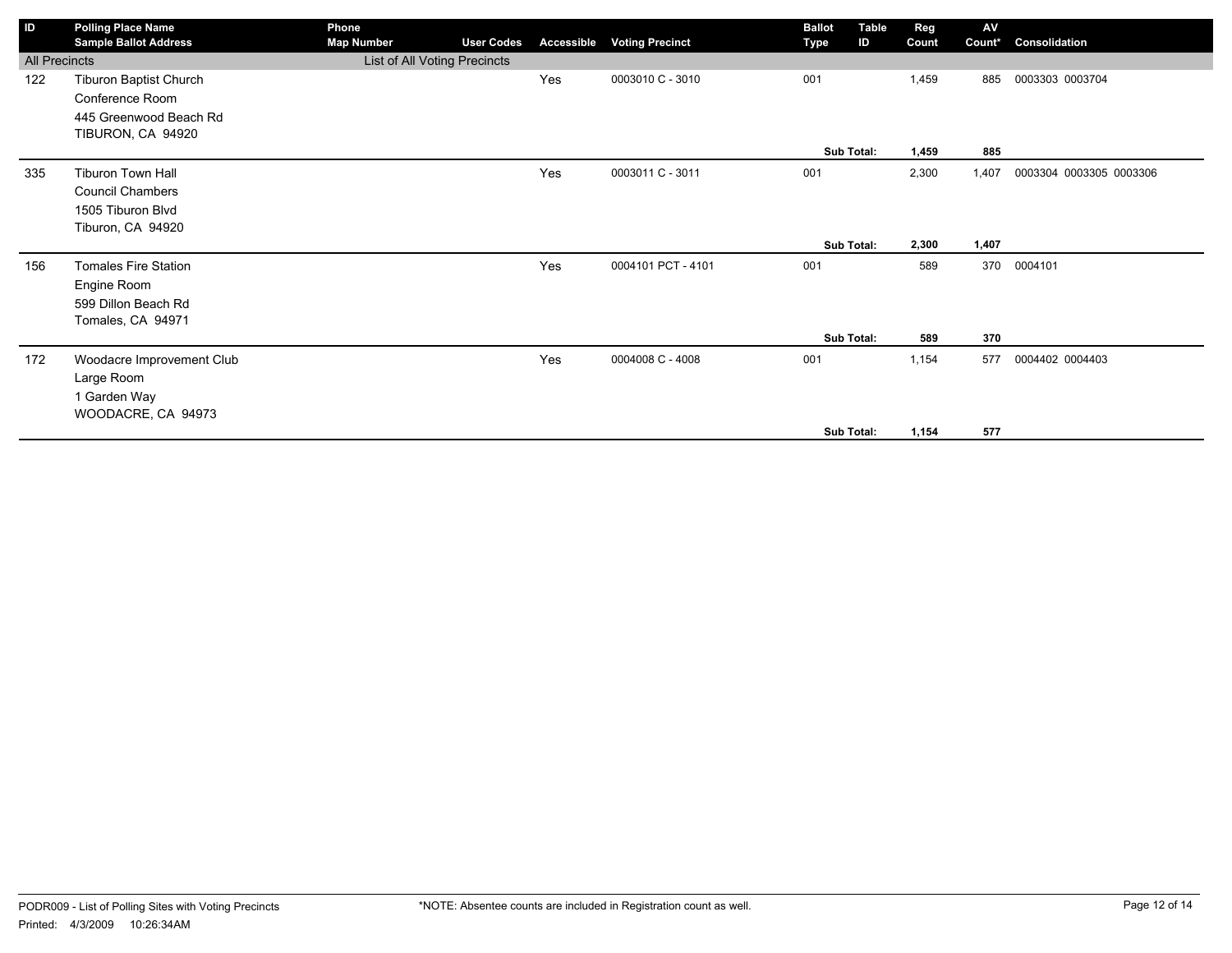| ID | Polling Place Name<br>Sample Ballot Address | Phone<br>Map Number | User Codes | Accessible | Voting Precinct | Ballot Type | Table ID | Reg Count | AV Count* | Consolidation |
|---|---|---|---|---|---|---|---|---|---|---|
| All Precincts | | List of All Voting Precincts | | | | | | | | |
| 122 | Tiburon Baptist Church<br>Conference Room<br>445 Greenwood Beach Rd<br>TIBURON, CA 94920 | | | Yes | 0003010 C - 3010 | 001 | | 1,459 | 885 | 0003303 0003704 |
| | | | | | | | **Sub Total:** | **1,459** | **885** | |
| 335 | Tiburon Town Hall<br>Council Chambers<br>1505 Tiburon Blvd<br>Tiburon, CA 94920 | | | Yes | 0003011 C - 3011 | 001 | | 2,300 | 1,407 | 0003304 0003305 0003306 |
| | | | | | | | **Sub Total:** | **2,300** | **1,407** | |
| 156 | Tomales Fire Station<br>Engine Room<br>599 Dillon Beach Rd<br>Tomales, CA 94971 | | | Yes | 0004101 PCT - 4101 | 001 | | 589 | 370 | 0004101 |
| | | | | | | | **Sub Total:** | **589** | **370** | |
| 172 | Woodacre Improvement Club<br>Large Room<br>1 Garden Way<br>WOODACRE, CA 94973 | | | Yes | 0004008 C - 4008 | 001 | | 1,154 | 577 | 0004402 0004403 |
| | | | | | | | **Sub Total:** | **1,154** | **577** | |

PODR009 - List of Polling Sites with Voting Precincts

Printed: 4/3/2009 10:26:34AM

*NOTE: Absentee counts are included in Registration count as well.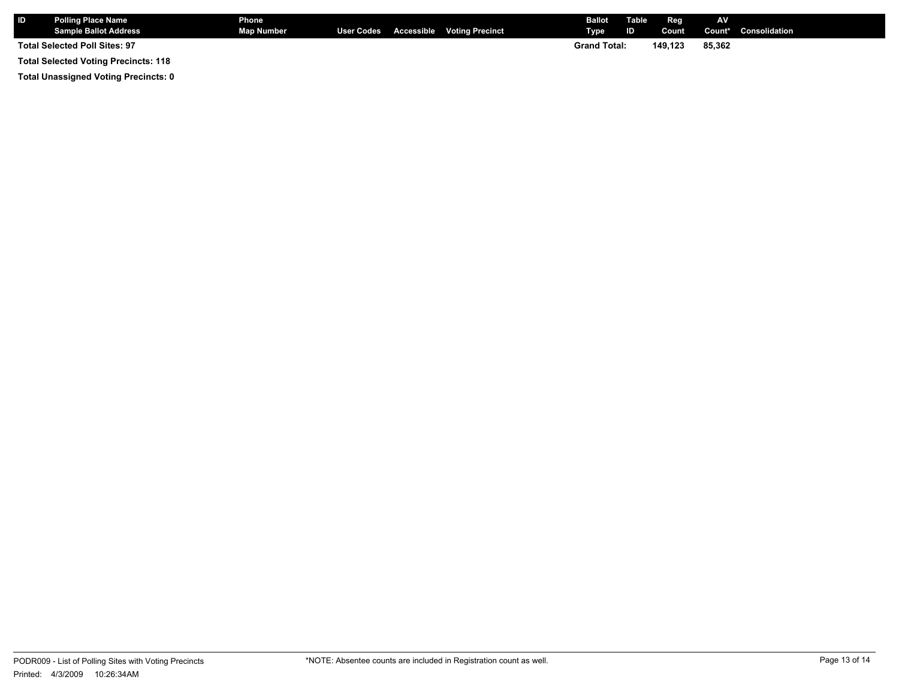| ID | Polling Place Name<br>Sample Ballot Address | Phone<br>Map Number | User Codes | Accessible | Voting Precinct | Ballot Type | Table ID | Reg Count | AV Count* | Consolidation |
|---|---|---|---|---|---|---|---|---|---|---|
| **Total Selected Poll Sites: 97** | | | | | | **Grand Total:** | | **149,123** | **85,362** | |

**Total Selected Voting Precincts: 118**

**Total Unassigned Voting Precincts: 0**

PODR009 - List of Polling Sites with Voting Precincts

Printed: 4/3/2009 10:26:34AM

*NOTE: Absentee counts are included in Registration count as well.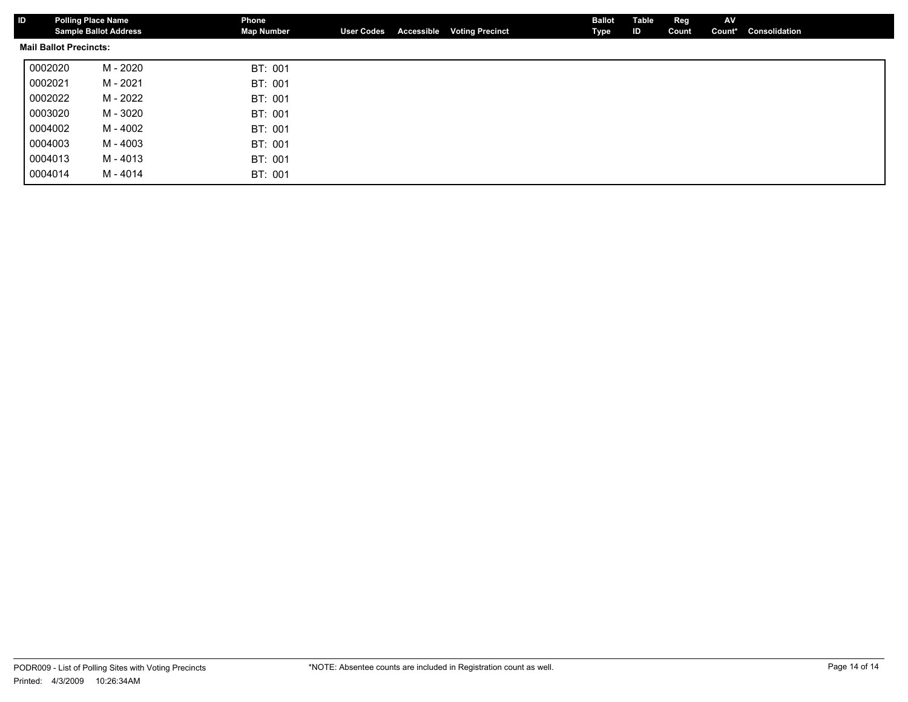| ID | Polling Place Name<br>Sample Ballot Address | Phone<br>Map Number | User Codes | Accessible | Voting Precinct | Ballot Type | Table ID | Reg Count | AV Count* | Consolidation |
|---|---|---|---|---|---|---|---|---|---|---|

**Mail Ballot Precincts:**

| | | |
|---|---|---|
| 0002020 | M - 2020 | BT: 001 |
| 0002021 | M - 2021 | BT: 001 |
| 0002022 | M - 2022 | BT: 001 |
| 0003020 | M - 3020 | BT: 001 |
| 0004002 | M - 4002 | BT: 001 |
| 0004003 | M - 4003 | BT: 001 |
| 0004013 | M - 4013 | BT: 001 |
| 0004014 | M - 4014 | BT: 001 |

PODR009 - List of Polling Sites with Voting Precincts

Printed: 4/3/2009 10:26:34AM

*NOTE: Absentee counts are included in Registration count as well.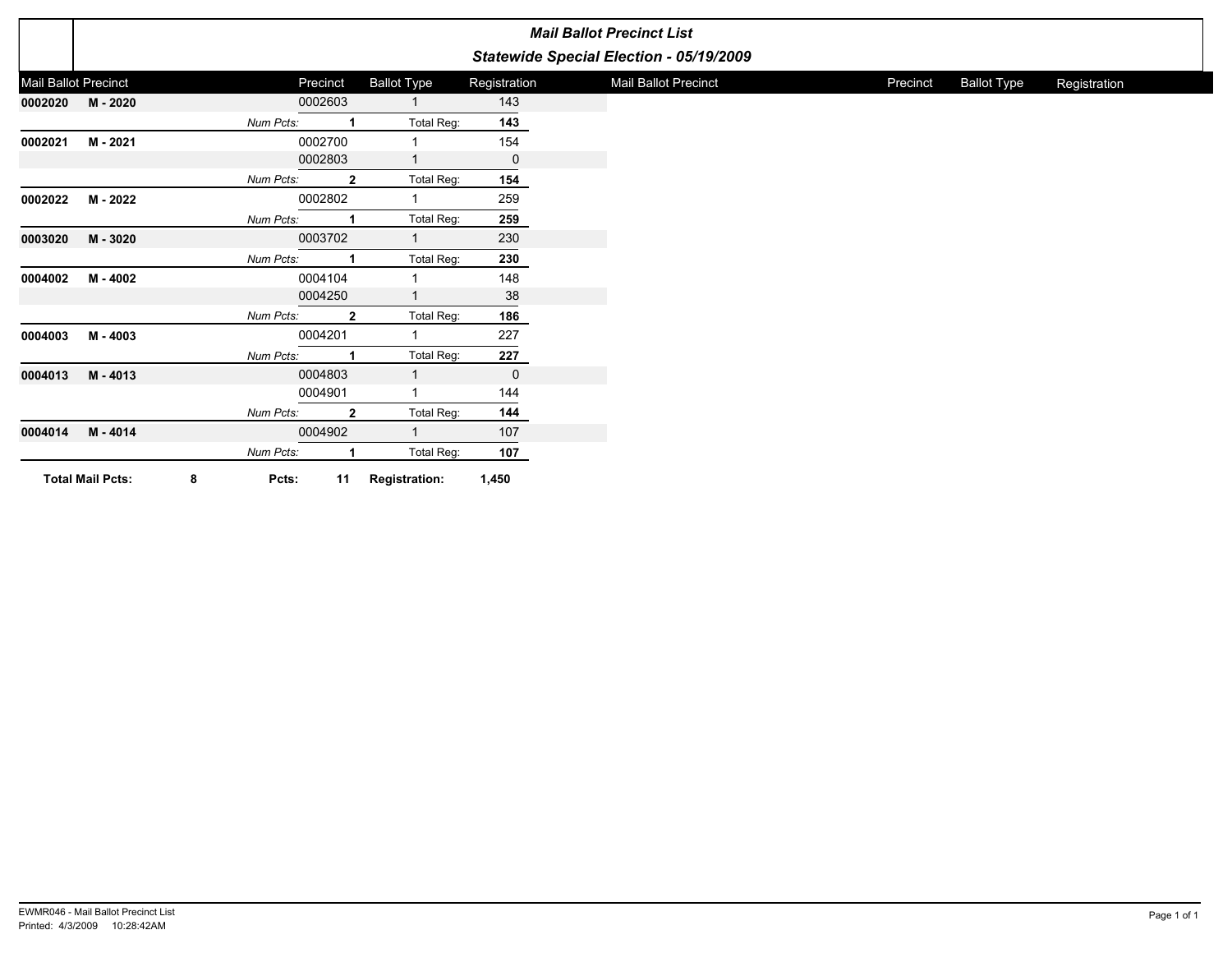# Mail Ballot Precinct List

## Statewide Special Election - 05/19/2009

| Mail Ballot Precinct | | | Precinct | Ballot Type | Registration |
|---|---|---|---|---|---|
| **0002020** | **M - 2020** | | 0002603 | 1 | 143 |
| | | *Num Pcts:* | **1** | Total Reg: | **143** |
| **0002021** | **M - 2021** | | 0002700 | 1 | 154 |
| | | | 0002803 | 1 | 0 |
| | | *Num Pcts:* | **2** | Total Reg: | **154** |
| **0002022** | **M - 2022** | | 0002802 | 1 | 259 |
| | | *Num Pcts:* | **1** | Total Reg: | **259** |
| **0003020** | **M - 3020** | | 0003702 | 1 | 230 |
| | | *Num Pcts:* | **1** | Total Reg: | **230** |
| **0004002** | **M - 4002** | | 0004104 | 1 | 148 |
| | | | 0004250 | 1 | 38 |
| | | *Num Pcts:* | **2** | Total Reg: | **186** |
| **0004003** | **M - 4003** | | 0004201 | 1 | 227 |
| | | *Num Pcts:* | **1** | Total Reg: | **227** |
| **0004013** | **M - 4013** | | 0004803 | 1 | 0 |
| | | | 0004901 | 1 | 144 |
| | | *Num Pcts:* | **2** | Total Reg: | **144** |
| **0004014** | **M - 4014** | | 0004902 | 1 | 107 |
| | | *Num Pcts:* | **1** | Total Reg: | **107** |

**Total Mail Pcts:** 8 **Pcts:** 11 **Registration:** 1,450

EWMR046 - Mail Ballot Precinct List
Printed: 4/3/2009 10:28:42AM